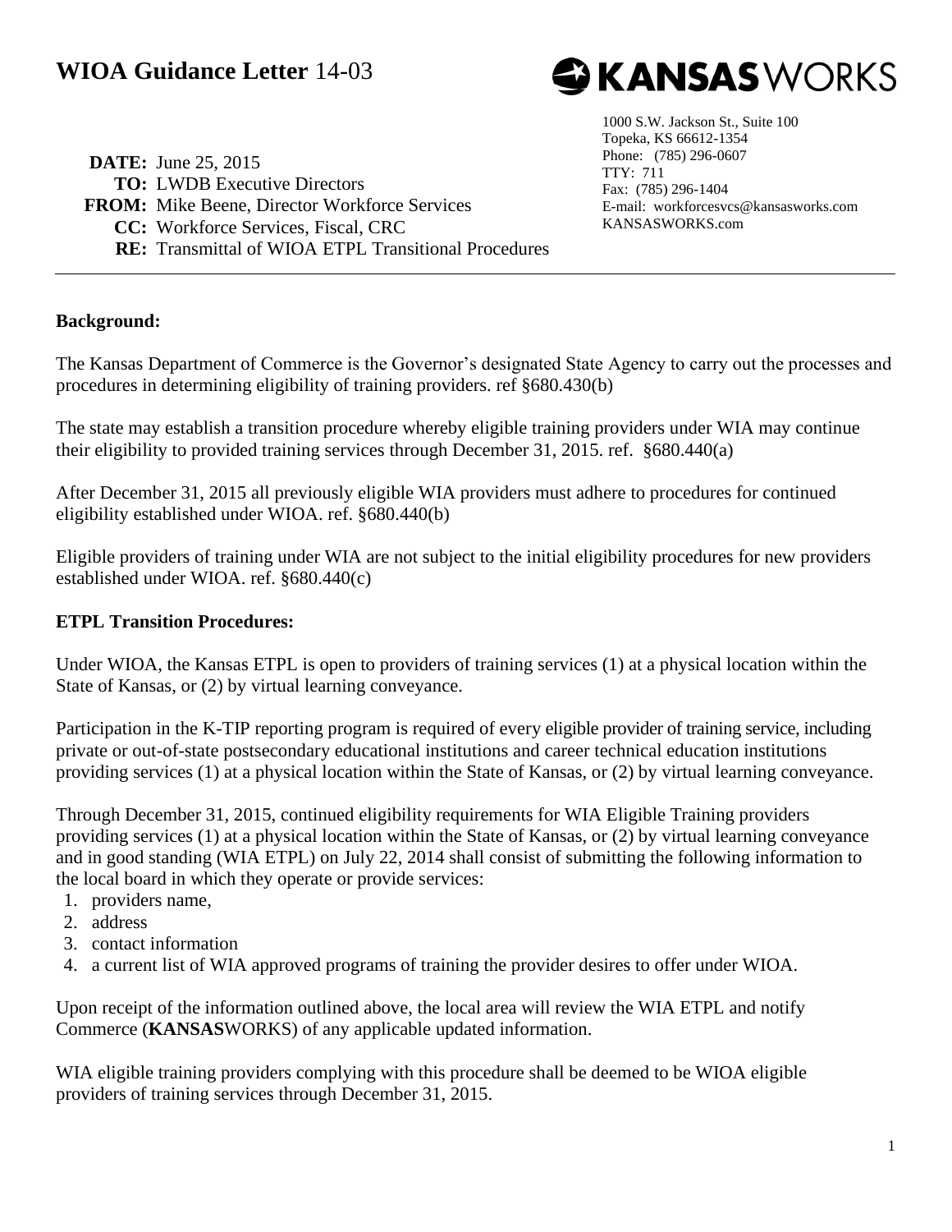# WIOA Guidance Letter 14-03

**KANSASWORKS**

1000 S.W. Jackson St., Suite 100
Topeka, KS 66612-1354
Phone: (785) 296-0607
TTY: 711
Fax: (785) 296-1404
E-mail: workforcesvcs@kansasworks.com
KANSASWORKS.com

**DATE:** June 25, 2015
**TO:** LWDB Executive Directors
**FROM:** Mike Beene, Director Workforce Services
**CC:** Workforce Services, Fiscal, CRC
**RE:** Transmittal of WIOA ETPL Transitional Procedures

---

**Background:**

The Kansas Department of Commerce is the Governor's designated State Agency to carry out the processes and procedures in determining eligibility of training providers. ref §680.430(b)

The state may establish a transition procedure whereby eligible training providers under WIA may continue their eligibility to provided training services through December 31, 2015. ref. §680.440(a)

After December 31, 2015 all previously eligible WIA providers must adhere to procedures for continued eligibility established under WIOA. ref. §680.440(b)

Eligible providers of training under WIA are not subject to the initial eligibility procedures for new providers established under WIOA. ref. §680.440(c)

**ETPL Transition Procedures:**

Under WIOA, the Kansas ETPL is open to providers of training services (1) at a physical location within the State of Kansas, or (2) by virtual learning conveyance.

Participation in the K-TIP reporting program is required of every eligible provider of training service, including private or out-of-state postsecondary educational institutions and career technical education institutions providing services (1) at a physical location within the State of Kansas, or (2) by virtual learning conveyance.

Through December 31, 2015, continued eligibility requirements for WIA Eligible Training providers providing services (1) at a physical location within the State of Kansas, or (2) by virtual learning conveyance and in good standing (WIA ETPL) on July 22, 2014 shall consist of submitting the following information to the local board in which they operate or provide services:

1. providers name,
2. address
3. contact information
4. a current list of WIA approved programs of training the provider desires to offer under WIOA.

Upon receipt of the information outlined above, the local area will review the WIA ETPL and notify Commerce (**KANSAS**WORKS) of any applicable updated information.

WIA eligible training providers complying with this procedure shall be deemed to be WIOA eligible providers of training services through December 31, 2015.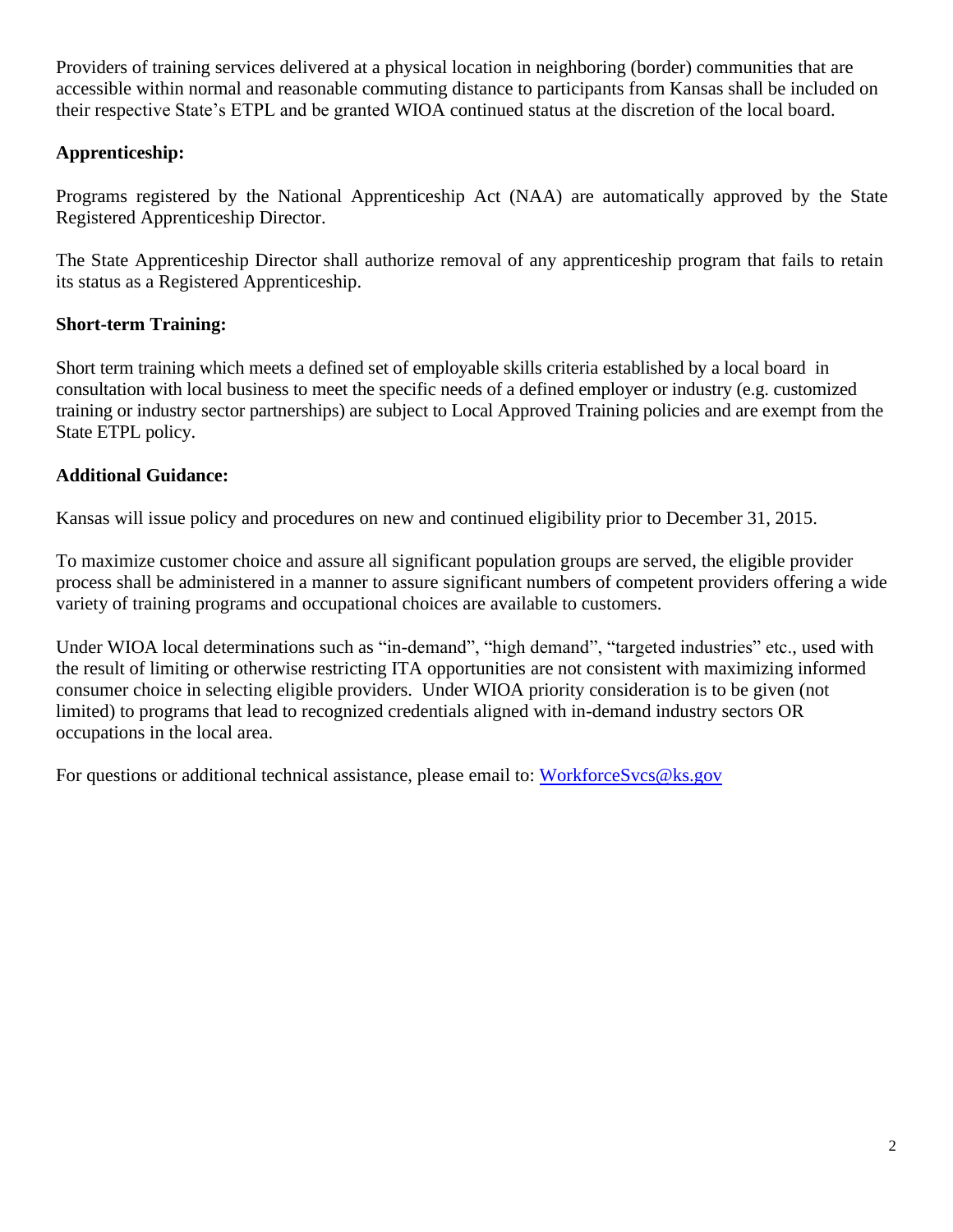Providers of training services delivered at a physical location in neighboring (border) communities that are accessible within normal and reasonable commuting distance to participants from Kansas shall be included on their respective State's ETPL and be granted WIOA continued status at the discretion of the local board.

**Apprenticeship:**

Programs registered by the National Apprenticeship Act (NAA) are automatically approved by the State Registered Apprenticeship Director.

The State Apprenticeship Director shall authorize removal of any apprenticeship program that fails to retain its status as a Registered Apprenticeship.

**Short-term Training:**

Short term training which meets a defined set of employable skills criteria established by a local board in consultation with local business to meet the specific needs of a defined employer or industry (e.g. customized training or industry sector partnerships) are subject to Local Approved Training policies and are exempt from the State ETPL policy.

**Additional Guidance:**

Kansas will issue policy and procedures on new and continued eligibility prior to December 31, 2015.

To maximize customer choice and assure all significant population groups are served, the eligible provider process shall be administered in a manner to assure significant numbers of competent providers offering a wide variety of training programs and occupational choices are available to customers.

Under WIOA local determinations such as "in-demand", "high demand", "targeted industries" etc., used with the result of limiting or otherwise restricting ITA opportunities are not consistent with maximizing informed consumer choice in selecting eligible providers. Under WIOA priority consideration is to be given (not limited) to programs that lead to recognized credentials aligned with in-demand industry sectors OR occupations in the local area.

For questions or additional technical assistance, please email to: WorkforceSvcs@ks.gov